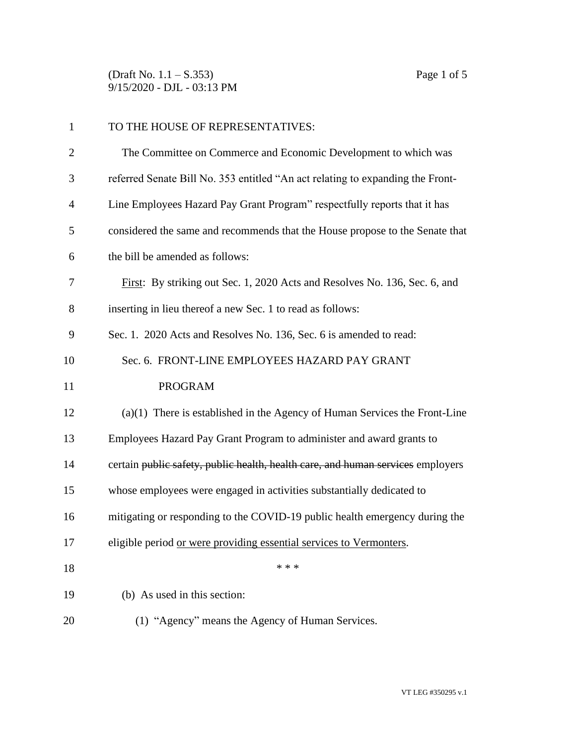TO THE HOUSE OF REPRESENTATIVES:

The Committee on Commerce and Economic Development to which was referred Senate Bill No. 353 entitled "An act relating to expanding the Front-Line Employees Hazard Pay Grant Program" respectfully reports that it has considered the same and recommends that the House propose to the Senate that the bill be amended as follows:

<u>First</u>: By striking out Sec. 1, 2020 Acts and Resolves No. 136, Sec. 6, and inserting in lieu thereof a new Sec. 1 to read as follows:

Sec. 1. 2020 Acts and Resolves No. 136, Sec. 6 is amended to read:

Sec. 6. FRONT-LINE EMPLOYEES HAZARD PAY GRANT PROGRAM

(a)(1) There is established in the Agency of Human Services the Front-Line Employees Hazard Pay Grant Program to administer and award grants to certain ~~public safety, public health, health care, and human services~~ employers whose employees were engaged in activities substantially dedicated to mitigating or responding to the COVID-19 public health emergency during the eligible period <u>or were providing essential services to Vermonters</u>.

\* \* \*

(b) As used in this section:

(1) "Agency" means the Agency of Human Services.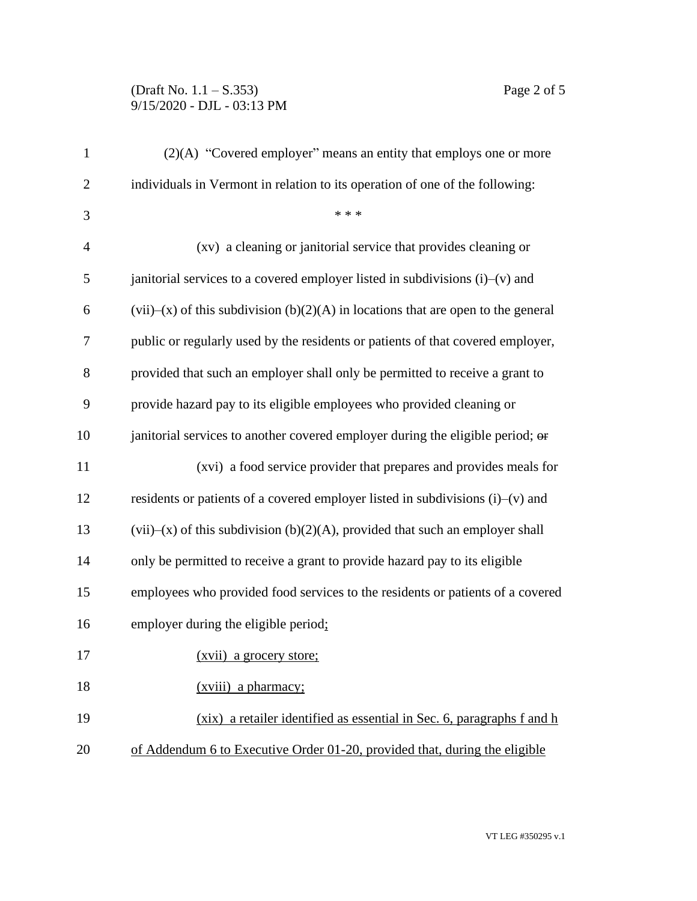(2)(A) "Covered employer" means an entity that employs one or more individuals in Vermont in relation to its operation of one of the following:

\* \* \*

(xv) a cleaning or janitorial service that provides cleaning or janitorial services to a covered employer listed in subdivisions (i)–(v) and (vii)–(x) of this subdivision (b)(2)(A) in locations that are open to the general public or regularly used by the residents or patients of that covered employer, provided that such an employer shall only be permitted to receive a grant to provide hazard pay to its eligible employees who provided cleaning or janitorial services to another covered employer during the eligible period; ~~or~~

(xvi) a food service provider that prepares and provides meals for residents or patients of a covered employer listed in subdivisions (i)–(v) and (vii)–(x) of this subdivision (b)(2)(A), provided that such an employer shall only be permitted to receive a grant to provide hazard pay to its eligible employees who provided food services to the residents or patients of a covered employer during the eligible period<u>;</u>

<u>(xvii) a grocery store;</u>

<u>(xviii) a pharmacy;</u>

<u>(xix) a retailer identified as essential in Sec. 6, paragraphs f and h of Addendum 6 to Executive Order 01-20, provided that, during the eligible</u>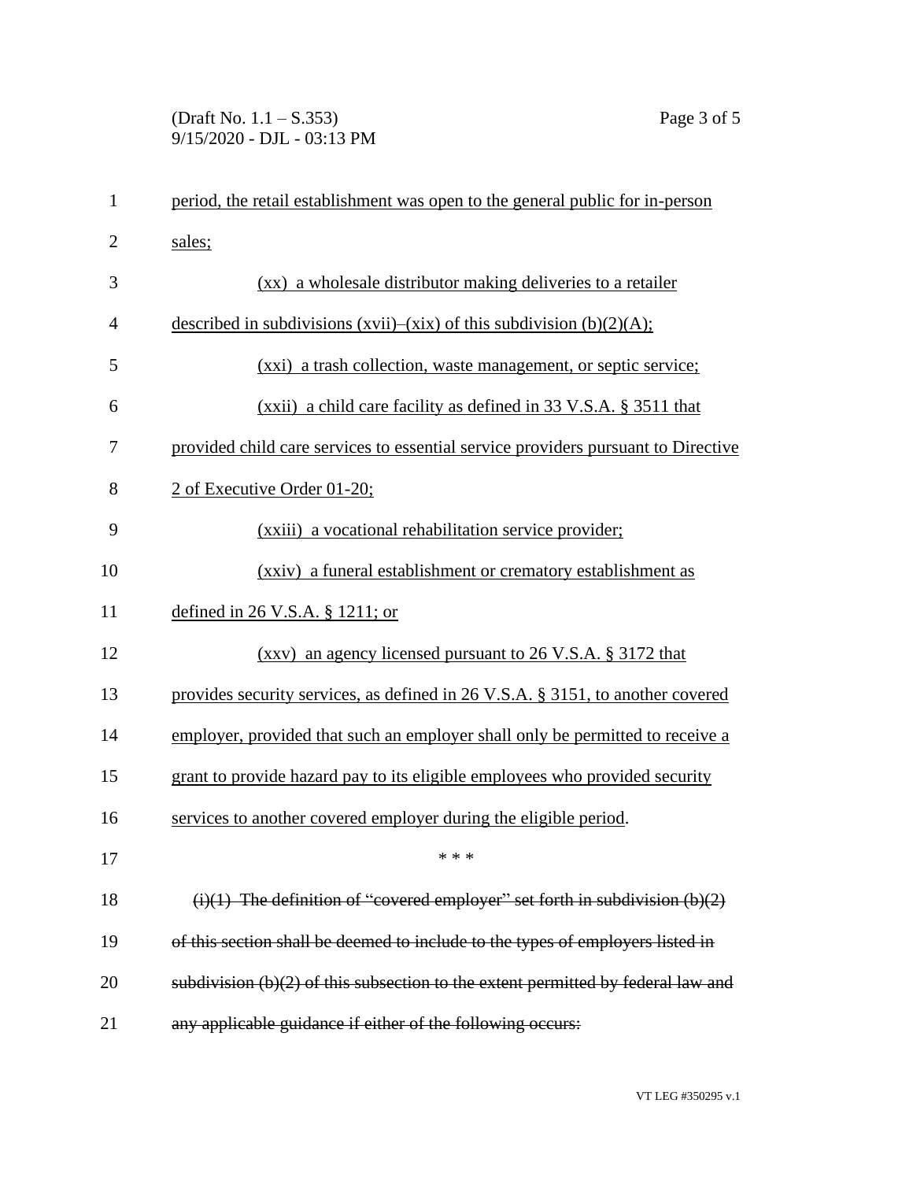period, the retail establishment was open to the general public for in-person sales;

(xx) a wholesale distributor making deliveries to a retailer described in subdivisions (xvii)–(xix) of this subdivision (b)(2)(A);

(xxi) a trash collection, waste management, or septic service;

(xxii) a child care facility as defined in 33 V.S.A. § 3511 that provided child care services to essential service providers pursuant to Directive 2 of Executive Order 01-20;

(xxiii) a vocational rehabilitation service provider;

(xxiv) a funeral establishment or crematory establishment as defined in 26 V.S.A. § 1211; or

(xxv) an agency licensed pursuant to 26 V.S.A. § 3172 that provides security services, as defined in 26 V.S.A. § 3151, to another covered employer, provided that such an employer shall only be permitted to receive a grant to provide hazard pay to its eligible employees who provided security services to another covered employer during the eligible period.

\* \* \*

~~(i)(1) The definition of "covered employer" set forth in subdivision (b)(2) of this section shall be deemed to include to the types of employers listed in subdivision (b)(2) of this subsection to the extent permitted by federal law and any applicable guidance if either of the following occurs:~~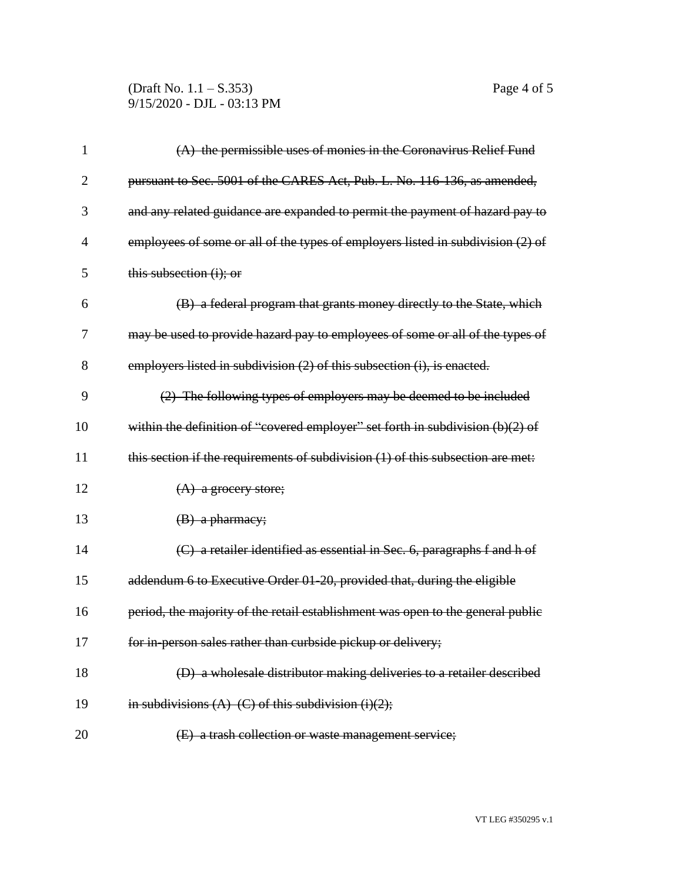~~(A) the permissible uses of monies in the Coronavirus Relief Fund pursuant to Sec. 5001 of the CARES Act, Pub. L. No. 116-136, as amended, and any related guidance are expanded to permit the payment of hazard pay to employees of some or all of the types of employers listed in subdivision (2) of this subsection (i); or~~

~~(B) a federal program that grants money directly to the State, which may be used to provide hazard pay to employees of some or all of the types of employers listed in subdivision (2) of this subsection (i), is enacted.~~

~~(2) The following types of employers may be deemed to be included within the definition of "covered employer" set forth in subdivision (b)(2) of this section if the requirements of subdivision (1) of this subsection are met:~~

~~(A) a grocery store;~~

~~(B) a pharmacy;~~

~~(C) a retailer identified as essential in Sec. 6, paragraphs f and h of addendum 6 to Executive Order 01-20, provided that, during the eligible period, the majority of the retail establishment was open to the general public for in-person sales rather than curbside pickup or delivery;~~

~~(D) a wholesale distributor making deliveries to a retailer described in subdivisions (A)–(C) of this subdivision (i)(2);~~

~~(E) a trash collection or waste management service;~~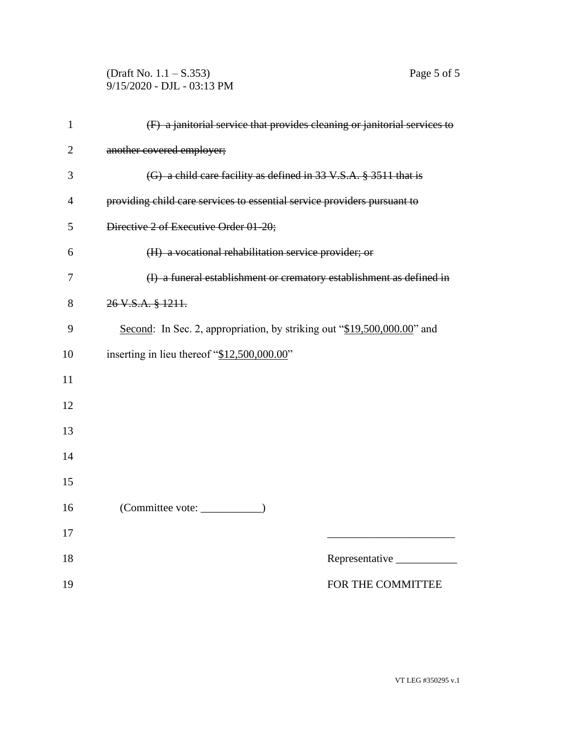~~(F) a janitorial service that provides cleaning or janitorial services to another covered employer;~~

~~(G) a child care facility as defined in 33 V.S.A. § 3511 that is providing child care services to essential service providers pursuant to Directive 2 of Executive Order 01-20;~~

~~(H) a vocational rehabilitation service provider; or~~

~~(I) a funeral establishment or crematory establishment as defined in 26 V.S.A. § 1211.~~

<u>Second</u>: In Sec. 2, appropriation, by striking out "<u>$19,500,000.00</u>" and inserting in lieu thereof "<u>$12,500,000.00</u>"

(Committee vote: ___________)

_______________________

Representative ___________

FOR THE COMMITTEE